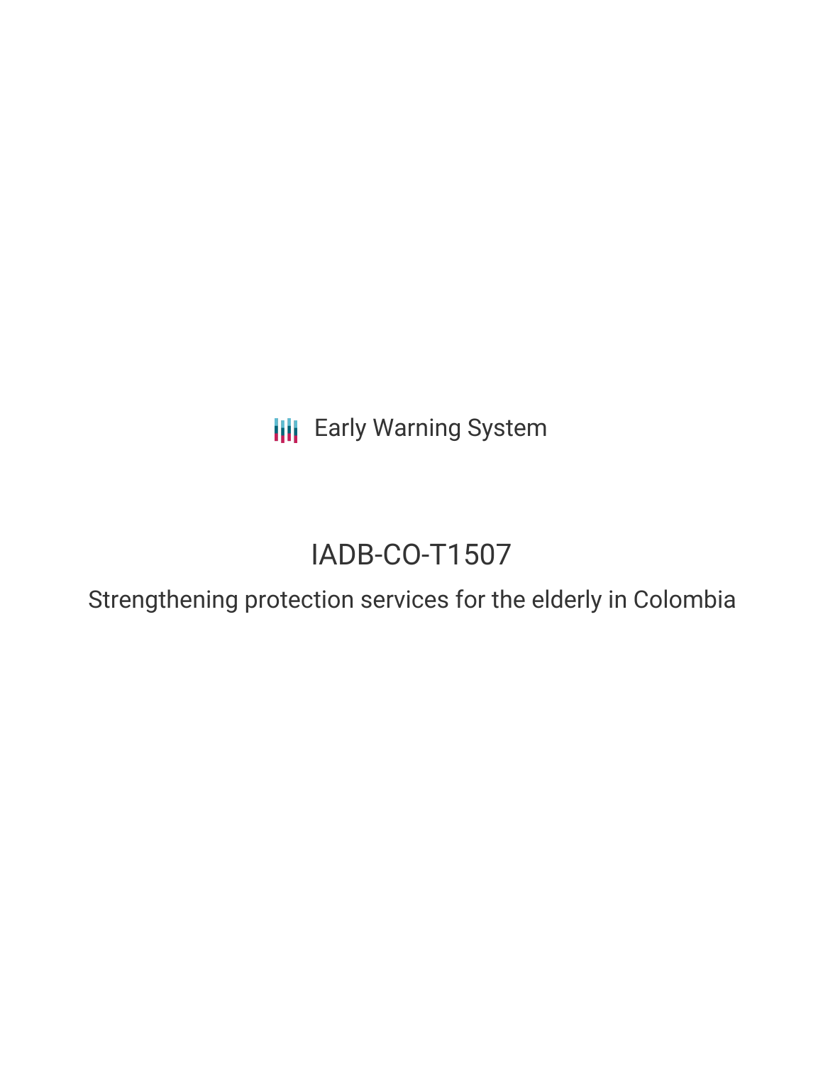Early Warning System

# IADB-CO-T1507

## Strengthening protection services for the elderly in Colombia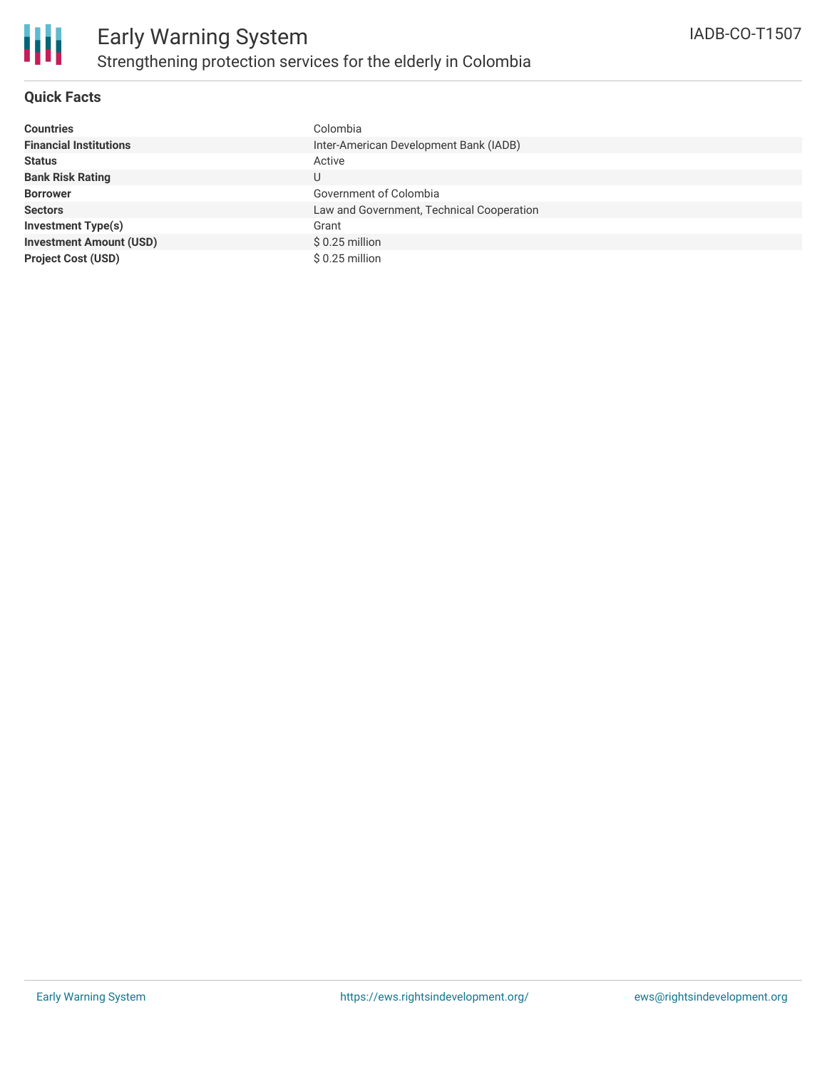# Early Warning System

## Strengthening protection services for the elderly in Colombia

IADB-CO-T1507

### Quick Facts

| | |
|---|---|
| **Countries** | Colombia |
| **Financial Institutions** | Inter-American Development Bank (IADB) |
| **Status** | Active |
| **Bank Risk Rating** | U |
| **Borrower** | Government of Colombia |
| **Sectors** | Law and Government, Technical Cooperation |
| **Investment Type(s)** | Grant |
| **Investment Amount (USD)** | $ 0.25 million |
| **Project Cost (USD)** | $ 0.25 million |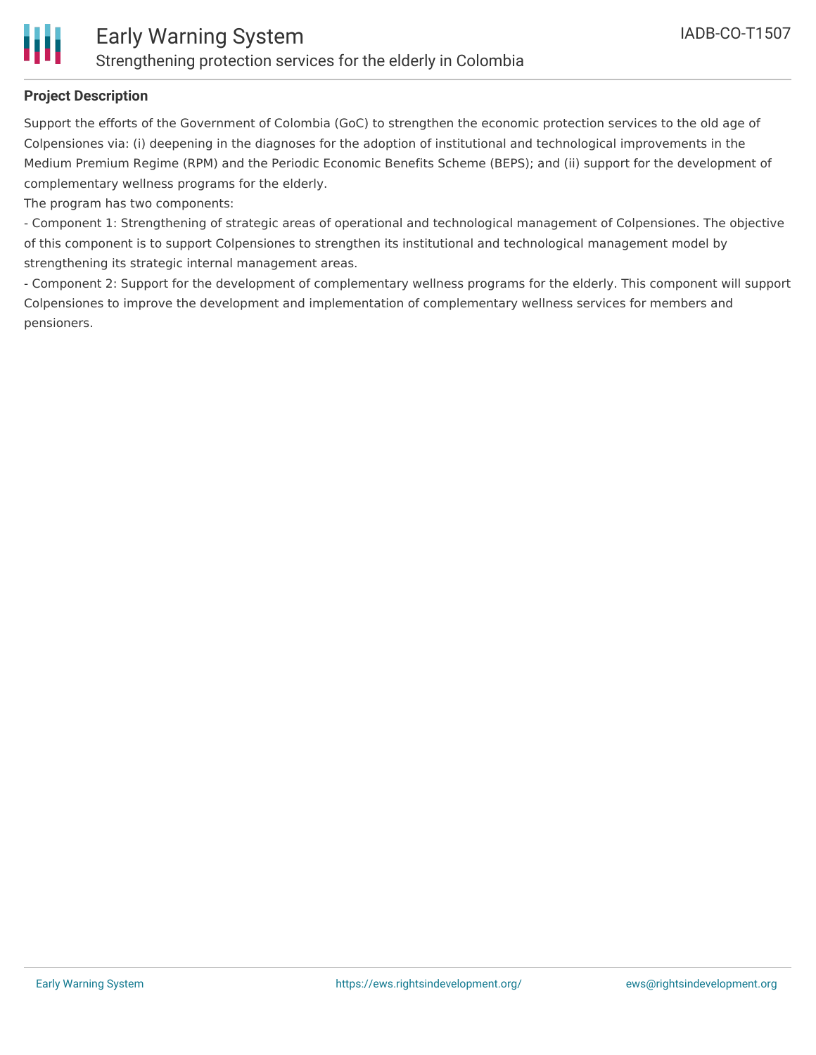## Project Description

Support the efforts of the Government of Colombia (GoC) to strengthen the economic protection services to the old age of Colpensiones via: (i) deepening in the diagnoses for the adoption of institutional and technological improvements in the Medium Premium Regime (RPM) and the Periodic Economic Benefits Scheme (BEPS); and (ii) support for the development of complementary wellness programs for the elderly.

The program has two components:

- Component 1: Strengthening of strategic areas of operational and technological management of Colpensiones. The objective of this component is to support Colpensiones to strengthen its institutional and technological management model by strengthening its strategic internal management areas.
- Component 2: Support for the development of complementary wellness programs for the elderly. This component will support Colpensiones to improve the development and implementation of complementary wellness services for members and pensioners.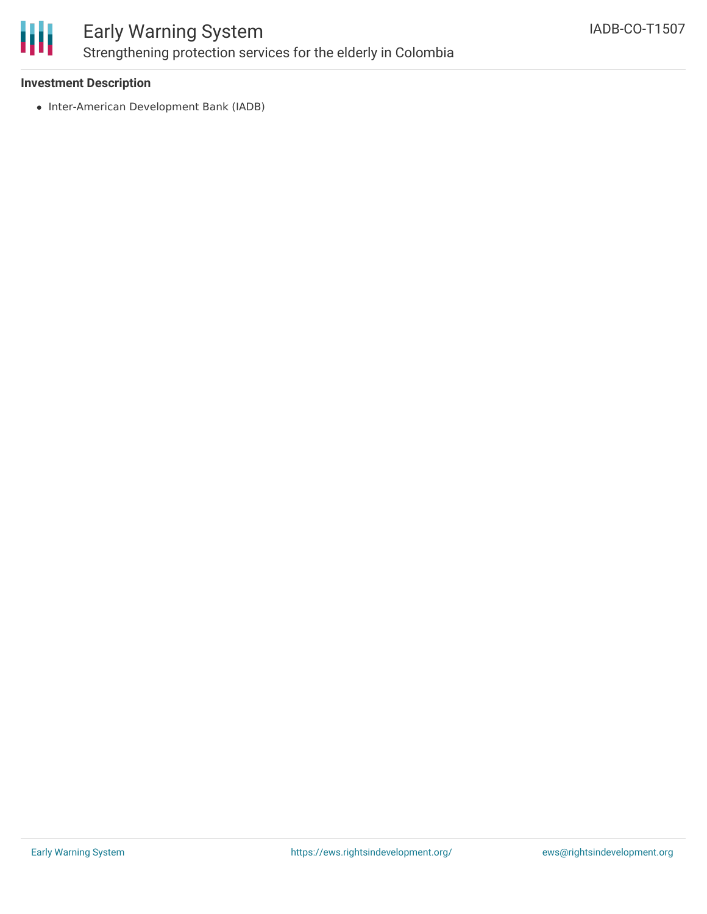### Investment Description

- Inter-American Development Bank (IADB)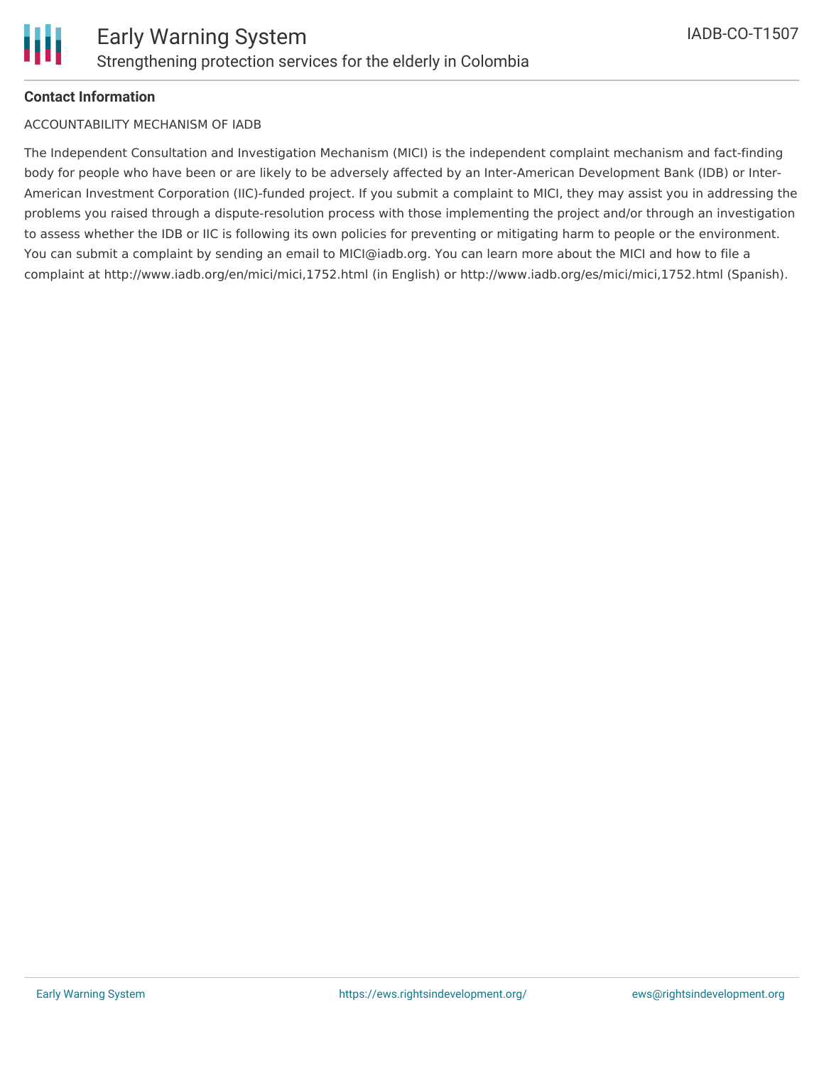**Contact Information**

ACCOUNTABILITY MECHANISM OF IADB

The Independent Consultation and Investigation Mechanism (MICI) is the independent complaint mechanism and fact-finding body for people who have been or are likely to be adversely affected by an Inter-American Development Bank (IDB) or Inter-American Investment Corporation (IIC)-funded project. If you submit a complaint to MICI, they may assist you in addressing the problems you raised through a dispute-resolution process with those implementing the project and/or through an investigation to assess whether the IDB or IIC is following its own policies for preventing or mitigating harm to people or the environment. You can submit a complaint by sending an email to MICI@iadb.org. You can learn more about the MICI and how to file a complaint at http://www.iadb.org/en/mici/mici,1752.html (in English) or http://www.iadb.org/es/mici/mici,1752.html (Spanish).